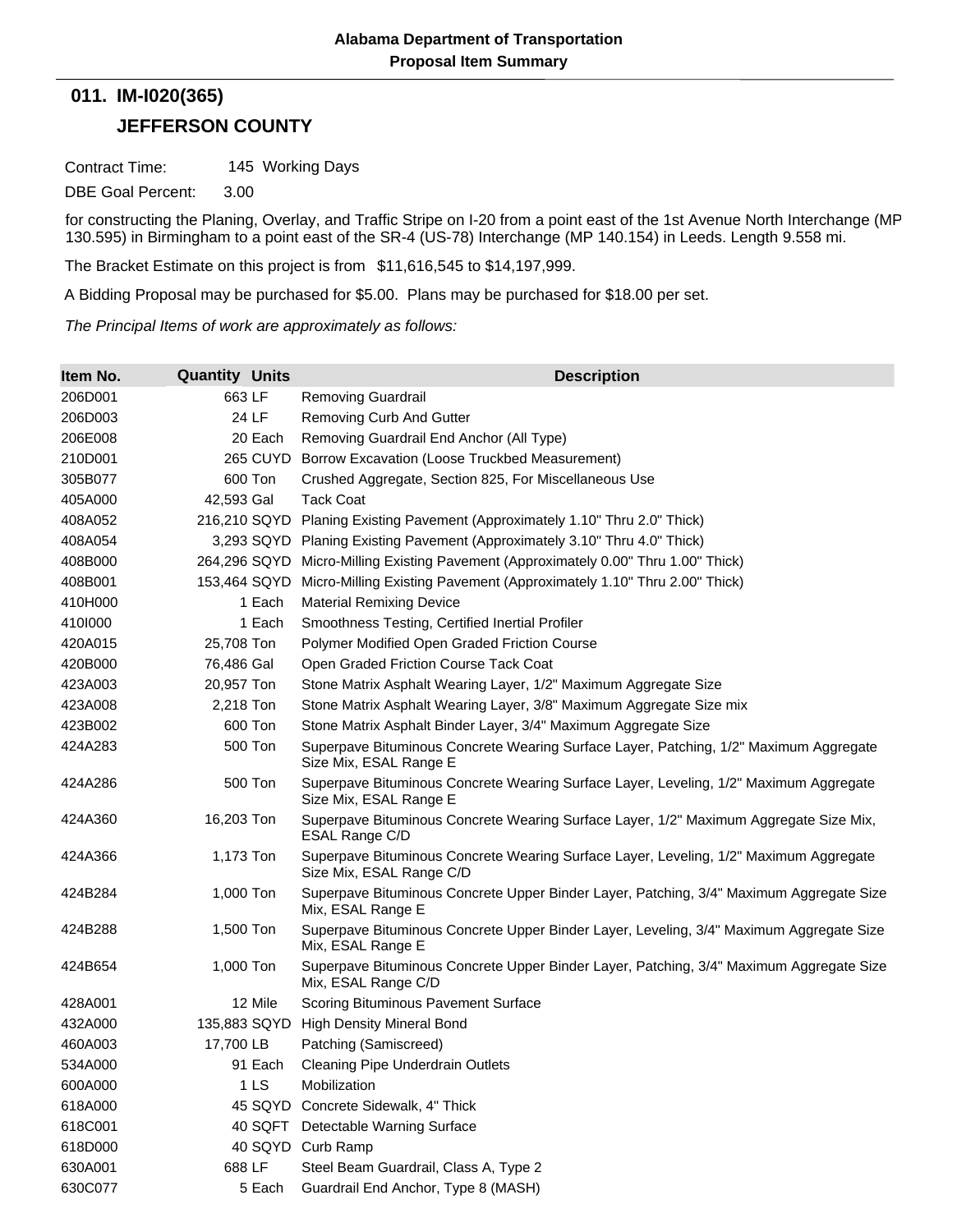**Alabama Department of Transportation**
**Proposal Item Summary**

## 011. IM-I020(365)

## JEFFERSON COUNTY

Contract Time: 145 Working Days

DBE Goal Percent: 3.00

for constructing the Planing, Overlay, and Traffic Stripe on I-20 from a point east of the 1st Avenue North Interchange (MP 130.595) in Birmingham to a point east of the SR-4 (US-78) Interchange (MP 140.154) in Leeds. Length 9.558 mi.

The Bracket Estimate on this project is from $11,616,545 to $14,197,999.

A Bidding Proposal may be purchased for $5.00. Plans may be purchased for $18.00 per set.

*The Principal Items of work are approximately as follows:*

| Item No. | Quantity | Units | Description |
|---|---|---|---|
| 206D001 | 663 | LF | Removing Guardrail |
| 206D003 | 24 | LF | Removing Curb And Gutter |
| 206E008 | 20 | Each | Removing Guardrail End Anchor (All Type) |
| 210D001 | 265 | CUYD | Borrow Excavation (Loose Truckbed Measurement) |
| 305B077 | 600 | Ton | Crushed Aggregate, Section 825, For Miscellaneous Use |
| 405A000 | 42,593 | Gal | Tack Coat |
| 408A052 | 216,210 | SQYD | Planing Existing Pavement (Approximately 1.10" Thru 2.0" Thick) |
| 408A054 | 3,293 | SQYD | Planing Existing Pavement (Approximately 3.10" Thru 4.0" Thick) |
| 408B000 | 264,296 | SQYD | Micro-Milling Existing Pavement (Approximately 0.00" Thru 1.00" Thick) |
| 408B001 | 153,464 | SQYD | Micro-Milling Existing Pavement (Approximately 1.10" Thru 2.00" Thick) |
| 410H000 | 1 | Each | Material Remixing Device |
| 410I000 | 1 | Each | Smoothness Testing, Certified Inertial Profiler |
| 420A015 | 25,708 | Ton | Polymer Modified Open Graded Friction Course |
| 420B000 | 76,486 | Gal | Open Graded Friction Course Tack Coat |
| 423A003 | 20,957 | Ton | Stone Matrix Asphalt Wearing Layer, 1/2" Maximum Aggregate Size |
| 423A008 | 2,218 | Ton | Stone Matrix Asphalt Wearing Layer, 3/8" Maximum Aggregate Size mix |
| 423B002 | 600 | Ton | Stone Matrix Asphalt Binder Layer, 3/4" Maximum Aggregate Size |
| 424A283 | 500 | Ton | Superpave Bituminous Concrete Wearing Surface Layer, Patching, 1/2" Maximum Aggregate Size Mix, ESAL Range E |
| 424A286 | 500 | Ton | Superpave Bituminous Concrete Wearing Surface Layer, Leveling, 1/2" Maximum Aggregate Size Mix, ESAL Range E |
| 424A360 | 16,203 | Ton | Superpave Bituminous Concrete Wearing Surface Layer, 1/2" Maximum Aggregate Size Mix, ESAL Range C/D |
| 424A366 | 1,173 | Ton | Superpave Bituminous Concrete Wearing Surface Layer, Leveling, 1/2" Maximum Aggregate Size Mix, ESAL Range C/D |
| 424B284 | 1,000 | Ton | Superpave Bituminous Concrete Upper Binder Layer, Patching, 3/4" Maximum Aggregate Size Mix, ESAL Range E |
| 424B288 | 1,500 | Ton | Superpave Bituminous Concrete Upper Binder Layer, Leveling, 3/4" Maximum Aggregate Size Mix, ESAL Range E |
| 424B654 | 1,000 | Ton | Superpave Bituminous Concrete Upper Binder Layer, Patching, 3/4" Maximum Aggregate Size Mix, ESAL Range C/D |
| 428A001 | 12 | Mile | Scoring Bituminous Pavement Surface |
| 432A000 | 135,883 | SQYD | High Density Mineral Bond |
| 460A003 | 17,700 | LB | Patching (Samiscreed) |
| 534A000 | 91 | Each | Cleaning Pipe Underdrain Outlets |
| 600A000 | 1 | LS | Mobilization |
| 618A000 | 45 | SQYD | Concrete Sidewalk, 4" Thick |
| 618C001 | 40 | SQFT | Detectable Warning Surface |
| 618D000 | 40 | SQYD | Curb Ramp |
| 630A001 | 688 | LF | Steel Beam Guardrail, Class A, Type 2 |
| 630C077 | 5 | Each | Guardrail End Anchor, Type 8 (MASH) |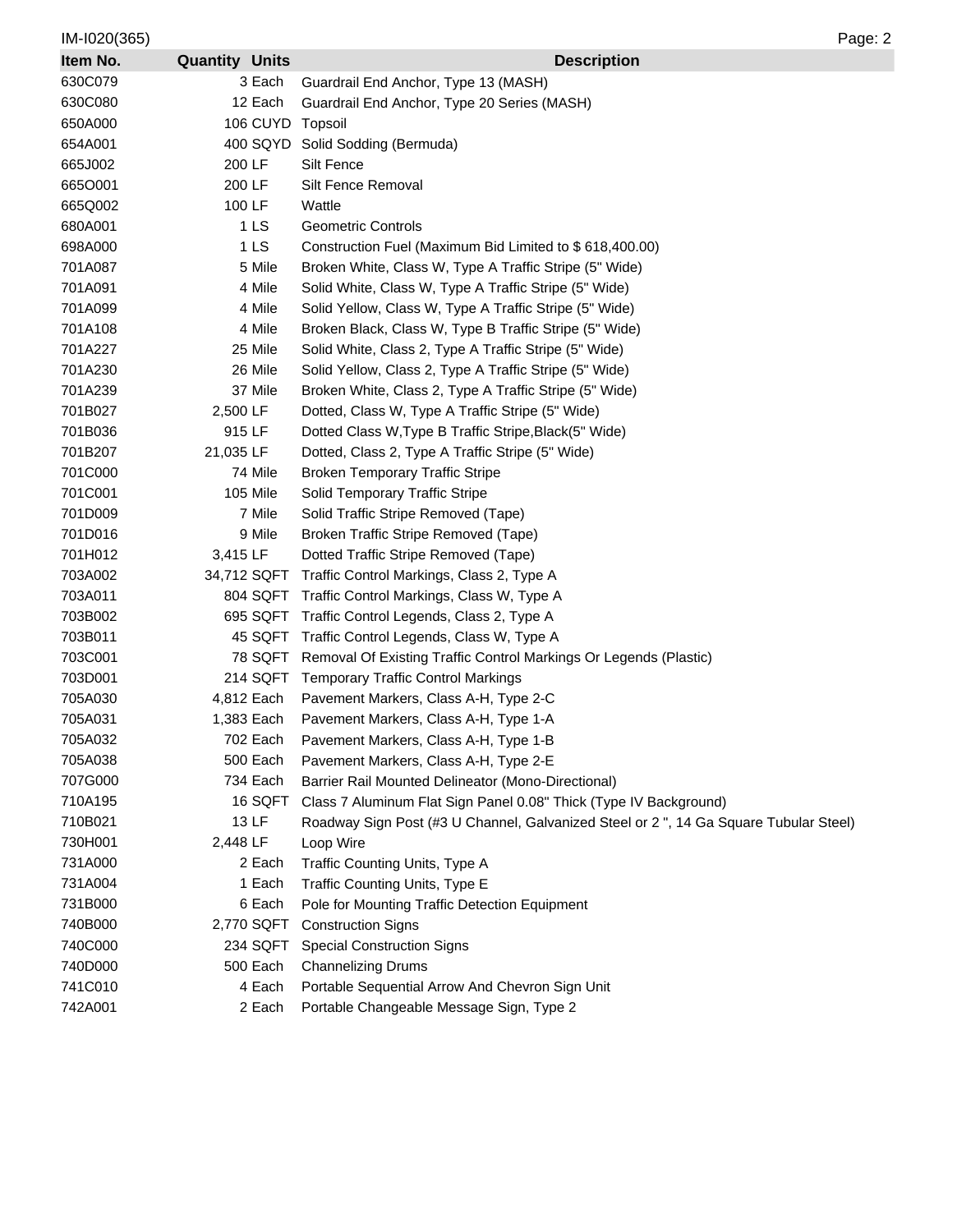| Item No. | Quantity | Units | Description |
|---|---|---|---|
| 630C079 | 3 | Each | Guardrail End Anchor, Type 13 (MASH) |
| 630C080 | 12 | Each | Guardrail End Anchor, Type 20 Series (MASH) |
| 650A000 | 106 | CUYD | Topsoil |
| 654A001 | 400 | SQYD | Solid Sodding (Bermuda) |
| 665J002 | 200 | LF | Silt Fence |
| 665O001 | 200 | LF | Silt Fence Removal |
| 665Q002 | 100 | LF | Wattle |
| 680A001 | 1 | LS | Geometric Controls |
| 698A000 | 1 | LS | Construction Fuel (Maximum Bid Limited to $ 618,400.00) |
| 701A087 | 5 | Mile | Broken White, Class W, Type A Traffic Stripe (5" Wide) |
| 701A091 | 4 | Mile | Solid White, Class W, Type A Traffic Stripe (5" Wide) |
| 701A099 | 4 | Mile | Solid Yellow, Class W, Type A Traffic Stripe (5" Wide) |
| 701A108 | 4 | Mile | Broken Black, Class W, Type B Traffic Stripe (5" Wide) |
| 701A227 | 25 | Mile | Solid White, Class 2, Type A Traffic Stripe (5" Wide) |
| 701A230 | 26 | Mile | Solid Yellow, Class 2, Type A Traffic Stripe (5" Wide) |
| 701A239 | 37 | Mile | Broken White, Class 2, Type A Traffic Stripe (5" Wide) |
| 701B027 | 2,500 | LF | Dotted, Class W, Type A Traffic Stripe (5" Wide) |
| 701B036 | 915 | LF | Dotted Class W,Type B Traffic Stripe,Black(5" Wide) |
| 701B207 | 21,035 | LF | Dotted, Class 2, Type A Traffic Stripe (5" Wide) |
| 701C000 | 74 | Mile | Broken Temporary Traffic Stripe |
| 701C001 | 105 | Mile | Solid Temporary Traffic Stripe |
| 701D009 | 7 | Mile | Solid Traffic Stripe Removed (Tape) |
| 701D016 | 9 | Mile | Broken Traffic Stripe Removed (Tape) |
| 701H012 | 3,415 | LF | Dotted Traffic Stripe Removed (Tape) |
| 703A002 | 34,712 | SQFT | Traffic Control Markings, Class 2, Type A |
| 703A011 | 804 | SQFT | Traffic Control Markings, Class W, Type A |
| 703B002 | 695 | SQFT | Traffic Control Legends, Class 2, Type A |
| 703B011 | 45 | SQFT | Traffic Control Legends, Class W, Type A |
| 703C001 | 78 | SQFT | Removal Of Existing Traffic Control Markings Or Legends (Plastic) |
| 703D001 | 214 | SQFT | Temporary Traffic Control Markings |
| 705A030 | 4,812 | Each | Pavement Markers, Class A-H, Type 2-C |
| 705A031 | 1,383 | Each | Pavement Markers, Class A-H, Type 1-A |
| 705A032 | 702 | Each | Pavement Markers, Class A-H, Type 1-B |
| 705A038 | 500 | Each | Pavement Markers, Class A-H, Type 2-E |
| 707G000 | 734 | Each | Barrier Rail Mounted Delineator (Mono-Directional) |
| 710A195 | 16 | SQFT | Class 7 Aluminum Flat Sign Panel 0.08" Thick (Type IV Background) |
| 710B021 | 13 | LF | Roadway Sign Post (#3 U Channel, Galvanized Steel or 2 ", 14 Ga Square Tubular Steel) |
| 730H001 | 2,448 | LF | Loop Wire |
| 731A000 | 2 | Each | Traffic Counting Units, Type A |
| 731A004 | 1 | Each | Traffic Counting Units, Type E |
| 731B000 | 6 | Each | Pole for Mounting Traffic Detection Equipment |
| 740B000 | 2,770 | SQFT | Construction Signs |
| 740C000 | 234 | SQFT | Special Construction Signs |
| 740D000 | 500 | Each | Channelizing Drums |
| 741C010 | 4 | Each | Portable Sequential Arrow And Chevron Sign Unit |
| 742A001 | 2 | Each | Portable Changeable Message Sign, Type 2 |